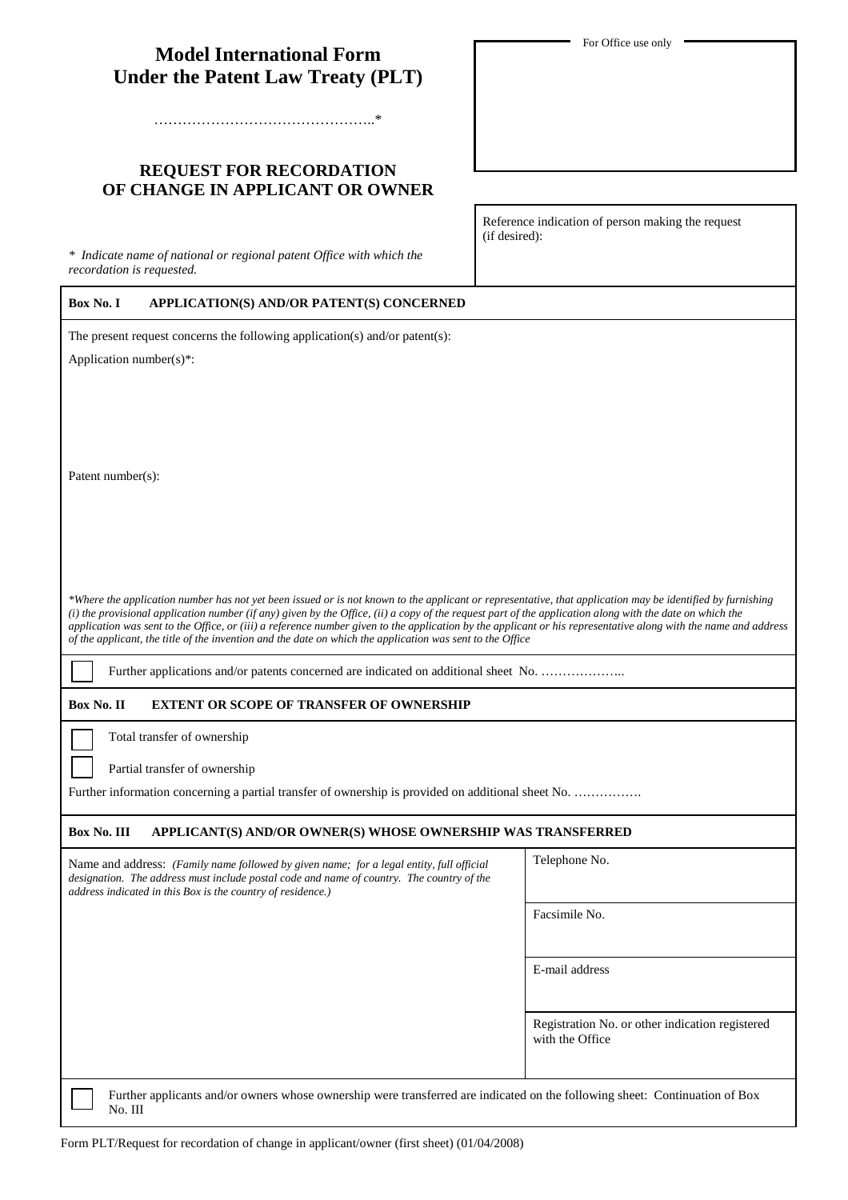# Model International Form
# Under the Patent Law Treaty (PLT)

………………………………………..*

For Office use only

## REQUEST FOR RECORDATION OF CHANGE IN APPLICANT OR OWNER

Reference indication of person making the request (if desired):

*\* Indicate name of national or regional patent Office with which the recordation is requested.*

### Box No. I APPLICATION(S) AND/OR PATENT(S) CONCERNED

The present request concerns the following application(s) and/or patent(s):

Application number(s)*:

Patent number(s):

*\*Where the application number has not yet been issued or is not known to the applicant or representative, that application may be identified by furnishing (i) the provisional application number (if any) given by the Office, (ii) a copy of the request part of the application along with the date on which the application was sent to the Office, or (iii) a reference number given to the application by the applicant or his representative along with the name and address of the applicant, the title of the invention and the date on which the application was sent to the Office*

☐ Further applications and/or patents concerned are indicated on additional sheet No. ………………..

### Box No. II EXTENT OR SCOPE OF TRANSFER OF OWNERSHIP

☐ Total transfer of ownership

☐ Partial transfer of ownership

Further information concerning a partial transfer of ownership is provided on additional sheet No. …………….

### Box No. III APPLICANT(S) AND/OR OWNER(S) WHOSE OWNERSHIP WAS TRANSFERRED

Name and address: *(Family name followed by given name; for a legal entity, full official designation. The address must include postal code and name of country. The country of the address indicated in this Box is the country of residence.)*

Telephone No.

Facsimile No.

E-mail address

Registration No. or other indication registered with the Office

☐ Further applicants and/or owners whose ownership were transferred are indicated on the following sheet: Continuation of Box No. III

Form PLT/Request for recordation of change in applicant/owner (first sheet) (01/04/2008)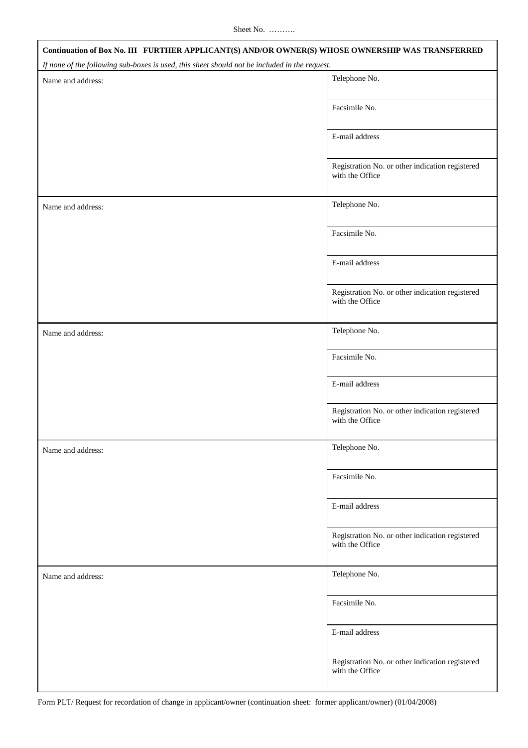Sheet No. ……….

**Continuation of Box No. III FURTHER APPLICANT(S) AND/OR OWNER(S) WHOSE OWNERSHIP WAS TRANSFERRED**

*If none of the following sub-boxes is used, this sheet should not be included in the request.*

| | |
|---|---|
| Name and address: | Telephone No. |
| | Facsimile No. |
| | E-mail address |
| | Registration No. or other indication registered with the Office |
| Name and address: | Telephone No. |
| | Facsimile No. |
| | E-mail address |
| | Registration No. or other indication registered with the Office |
| Name and address: | Telephone No. |
| | Facsimile No. |
| | E-mail address |
| | Registration No. or other indication registered with the Office |
| Name and address: | Telephone No. |
| | Facsimile No. |
| | E-mail address |
| | Registration No. or other indication registered with the Office |
| Name and address: | Telephone No. |
| | Facsimile No. |
| | E-mail address |
| | Registration No. or other indication registered with the Office |

Form PLT/ Request for recordation of change in applicant/owner (continuation sheet: former applicant/owner) (01/04/2008)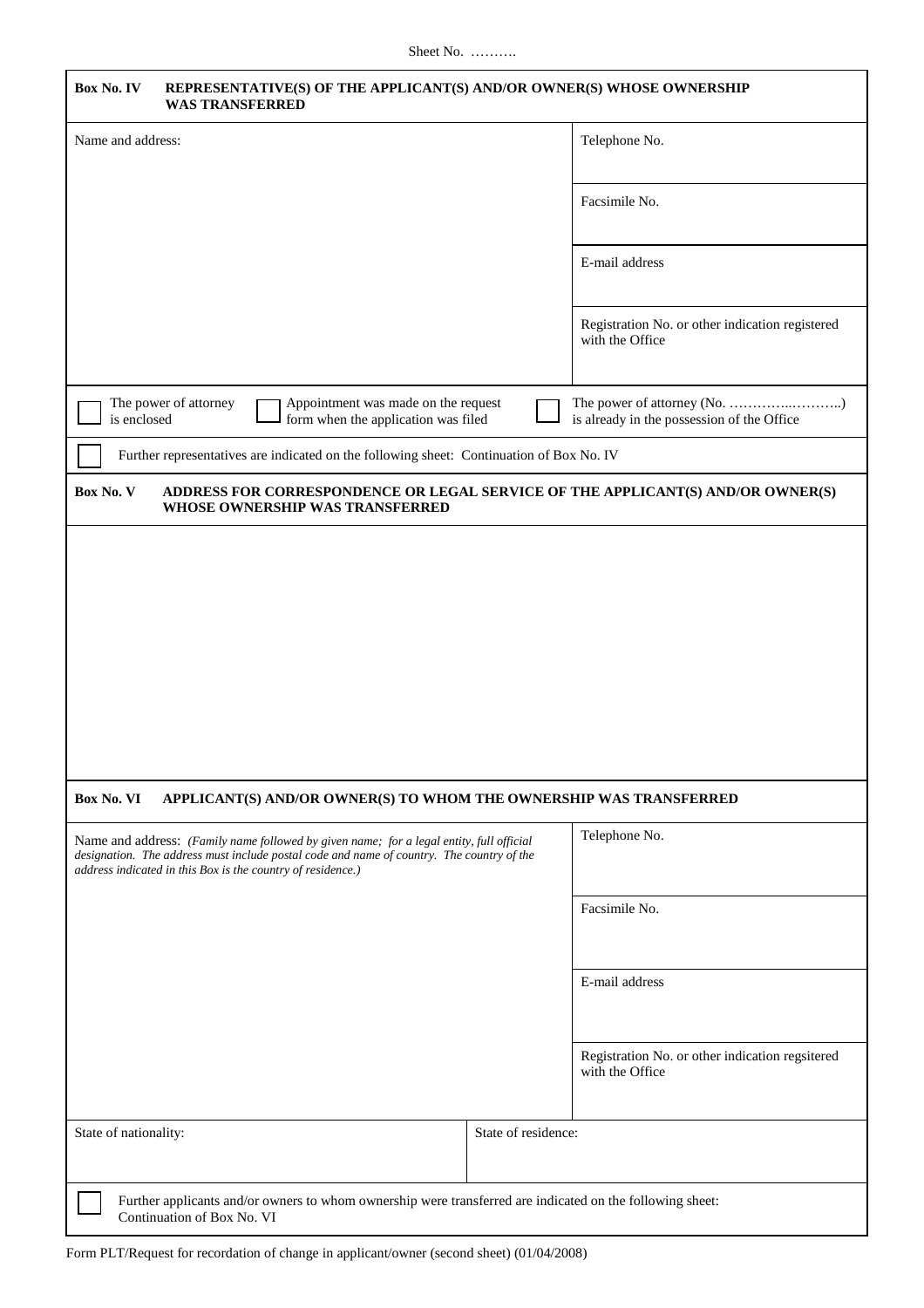Sheet No. ……….

**Box No. IV REPRESENTATIVE(S) OF THE APPLICANT(S) AND/OR OWNER(S) WHOSE OWNERSHIP WAS TRANSFERRED**

| | |
|---|---|
| Name and address: | Telephone No. |
| | Facsimile No. |
| | E-mail address |
| | Registration No. or other indication registered with the Office |

☐ The power of attorney is enclosed ☐ Appointment was made on the request form when the application was filed ☐ The power of attorney (No. …………..………..) is already in the possession of the Office

☐ Further representatives are indicated on the following sheet: Continuation of Box No. IV

**Box No. V ADDRESS FOR CORRESPONDENCE OR LEGAL SERVICE OF THE APPLICANT(S) AND/OR OWNER(S) WHOSE OWNERSHIP WAS TRANSFERRED**

**Box No. VI APPLICANT(S) AND/OR OWNER(S) TO WHOM THE OWNERSHIP WAS TRANSFERRED**

| | |
|---|---|
| Name and address: *(Family name followed by given name; for a legal entity, full official designation. The address must include postal code and name of country. The country of the address indicated in this Box is the country of residence.)* | Telephone No. |
| | Facsimile No. |
| | E-mail address |
| | Registration No. or other indication regsitered with the Office |
| State of nationality: | State of residence: |

☐ Further applicants and/or owners to whom ownership were transferred are indicated on the following sheet: Continuation of Box No. VI

Form PLT/Request for recordation of change in applicant/owner (second sheet) (01/04/2008)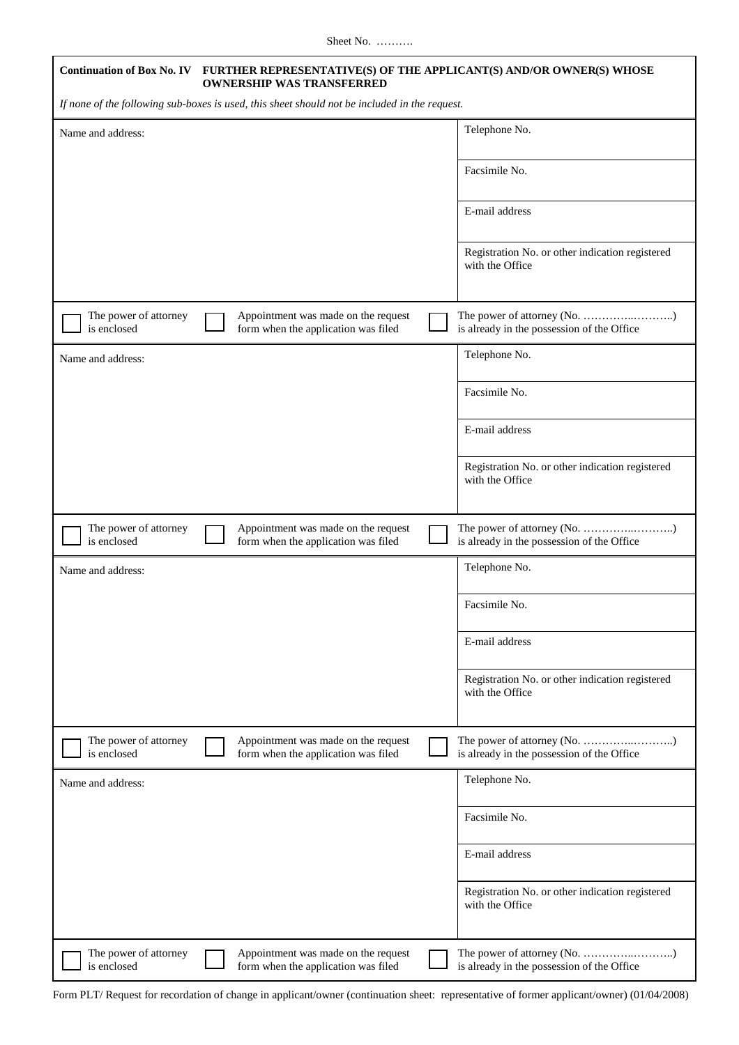Sheet No. ……….

**Continuation of Box No. IV FURTHER REPRESENTATIVE(S) OF THE APPLICANT(S) AND/OR OWNER(S) WHOSE OWNERSHIP WAS TRANSFERRED**

*If none of the following sub-boxes is used, this sheet should not be included in the request.*

| | |
|---|---|
| Name and address: | Telephone No. |
| | Facsimile No. |
| | E-mail address |
| | Registration No. or other indication registered with the Office |

☐ The power of attorney is enclosed ☐ Appointment was made on the request form when the application was filed ☐ The power of attorney (No. …………..………..) is already in the possession of the Office

| | |
|---|---|
| Name and address: | Telephone No. |
| | Facsimile No. |
| | E-mail address |
| | Registration No. or other indication registered with the Office |

☐ The power of attorney is enclosed ☐ Appointment was made on the request form when the application was filed ☐ The power of attorney (No. …………..………..) is already in the possession of the Office

| | |
|---|---|
| Name and address: | Telephone No. |
| | Facsimile No. |
| | E-mail address |
| | Registration No. or other indication registered with the Office |

☐ The power of attorney is enclosed ☐ Appointment was made on the request form when the application was filed ☐ The power of attorney (No. …………..………..) is already in the possession of the Office

| | |
|---|---|
| Name and address: | Telephone No. |
| | Facsimile No. |
| | E-mail address |
| | Registration No. or other indication registered with the Office |

☐ The power of attorney is enclosed ☐ Appointment was made on the request form when the application was filed ☐ The power of attorney (No. …………..………..) is already in the possession of the Office

Form PLT/ Request for recordation of change in applicant/owner (continuation sheet: representative of former applicant/owner) (01/04/2008)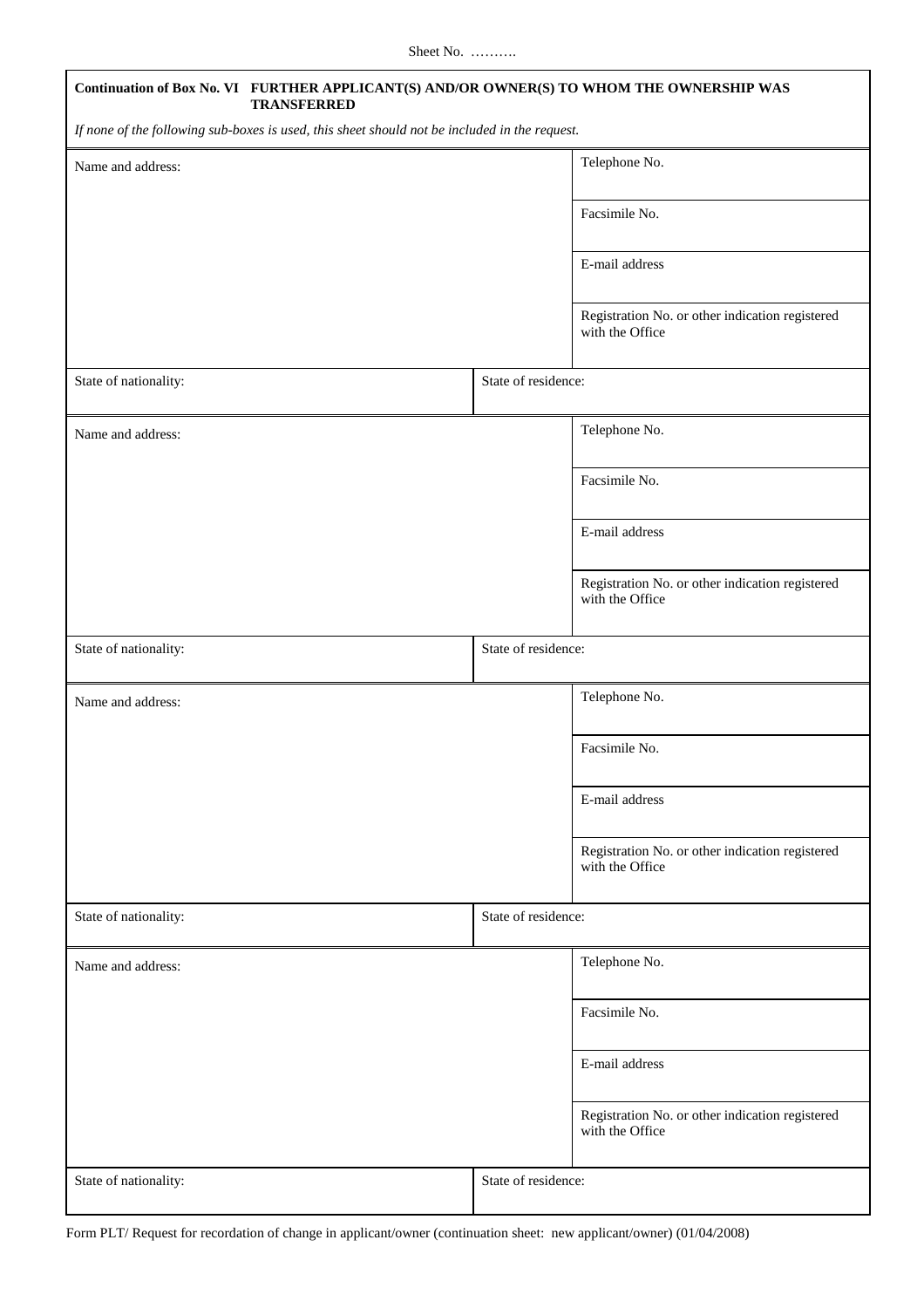Sheet No. ……….

**Continuation of Box No. VI FURTHER APPLICANT(S) AND/OR OWNER(S) TO WHOM THE OWNERSHIP WAS TRANSFERRED**

*If none of the following sub-boxes is used, this sheet should not be included in the request.*

| | | |
|---|---|---|
| Name and address: | | Telephone No. |
| | | Facsimile No. |
| | | E-mail address |
| | | Registration No. or other indication registered with the Office |
| State of nationality: | State of residence: | |

| | | |
|---|---|---|
| Name and address: | | Telephone No. |
| | | Facsimile No. |
| | | E-mail address |
| | | Registration No. or other indication registered with the Office |
| State of nationality: | State of residence: | |

| | | |
|---|---|---|
| Name and address: | | Telephone No. |
| | | Facsimile No. |
| | | E-mail address |
| | | Registration No. or other indication registered with the Office |
| State of nationality: | State of residence: | |

| | | |
|---|---|---|
| Name and address: | | Telephone No. |
| | | Facsimile No. |
| | | E-mail address |
| | | Registration No. or other indication registered with the Office |
| State of nationality: | State of residence: | |

Form PLT/ Request for recordation of change in applicant/owner (continuation sheet: new applicant/owner) (01/04/2008)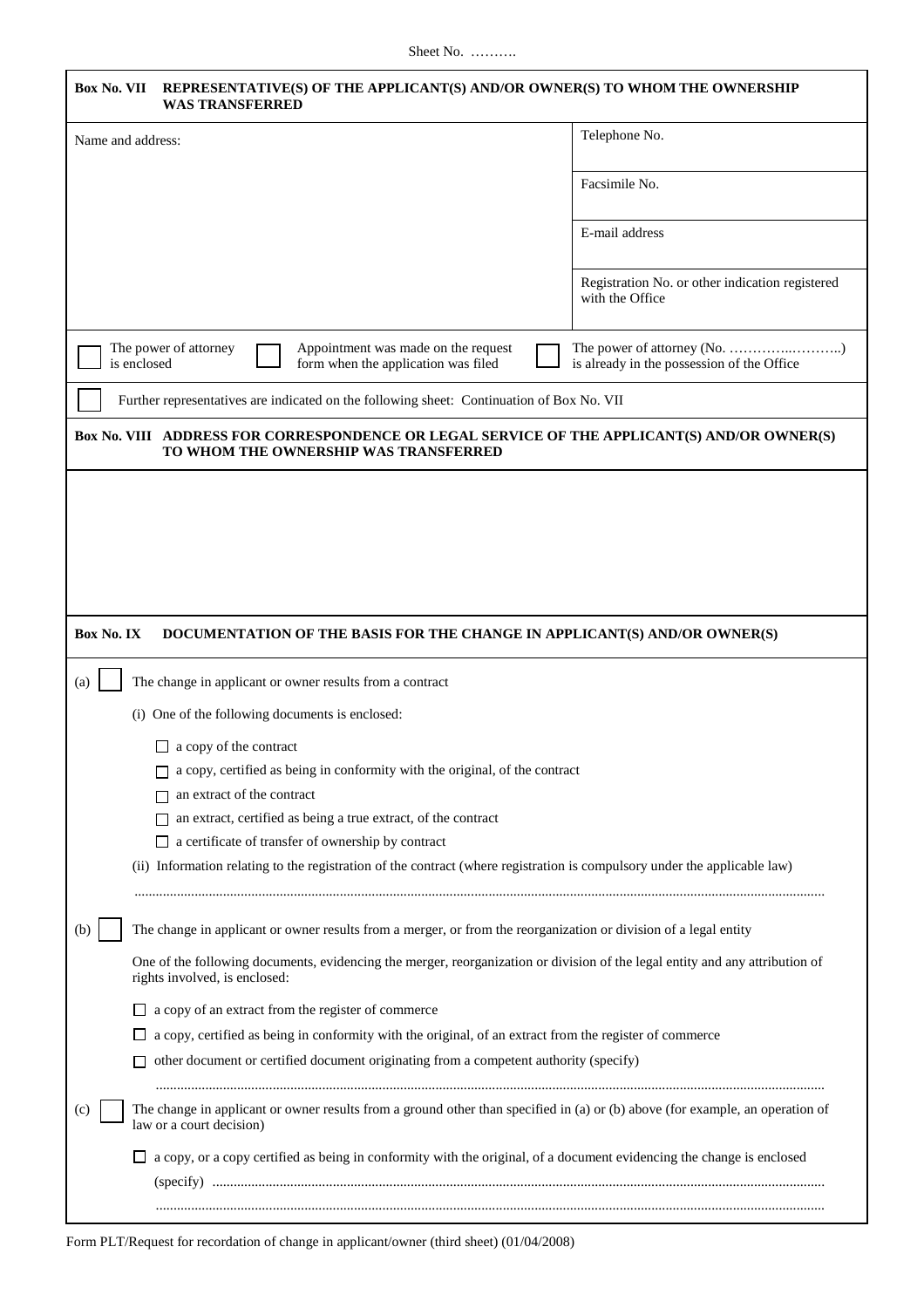Sheet No. ……….

**Box No. VII REPRESENTATIVE(S) OF THE APPLICANT(S) AND/OR OWNER(S) TO WHOM THE OWNERSHIP WAS TRANSFERRED**

| | |
|---|---|
| Name and address: | Telephone No. |
| | Facsimile No. |
| | E-mail address |
| | Registration No. or other indication registered with the Office |

☐ The power of attorney is enclosed ☐ Appointment was made on the request form when the application was filed ☐ The power of attorney (No. …………..………..) is already in the possession of the Office

☐ Further representatives are indicated on the following sheet: Continuation of Box No. VII

**Box No. VIII ADDRESS FOR CORRESPONDENCE OR LEGAL SERVICE OF THE APPLICANT(S) AND/OR OWNER(S) TO WHOM THE OWNERSHIP WAS TRANSFERRED**

**Box No. IX DOCUMENTATION OF THE BASIS FOR THE CHANGE IN APPLICANT(S) AND/OR OWNER(S)**

(a) ☐ The change in applicant or owner results from a contract

(i) One of the following documents is enclosed:

- ☐ a copy of the contract
- ☐ a copy, certified as being in conformity with the original, of the contract
- ☐ an extract of the contract
- ☐ an extract, certified as being a true extract, of the contract
- ☐ a certificate of transfer of ownership by contract

(ii) Information relating to the registration of the contract (where registration is compulsory under the applicable law)

.......................................................................................................................................................................

(b) ☐ The change in applicant or owner results from a merger, or from the reorganization or division of a legal entity

One of the following documents, evidencing the merger, reorganization or division of the legal entity and any attribution of rights involved, is enclosed:

- ☐ a copy of an extract from the register of commerce
- ☐ a copy, certified as being in conformity with the original, of an extract from the register of commerce
- ☐ other document or certified document originating from a competent authority (specify)

.......................................................................................................................................................................

(c) ☐ The change in applicant or owner results from a ground other than specified in (a) or (b) above (for example, an operation of law or a court decision)

☐ a copy, or a copy certified as being in conformity with the original, of a document evidencing the change is enclosed

(specify) .........................................................................................................................................................

.......................................................................................................................................................................

Form PLT/Request for recordation of change in applicant/owner (third sheet) (01/04/2008)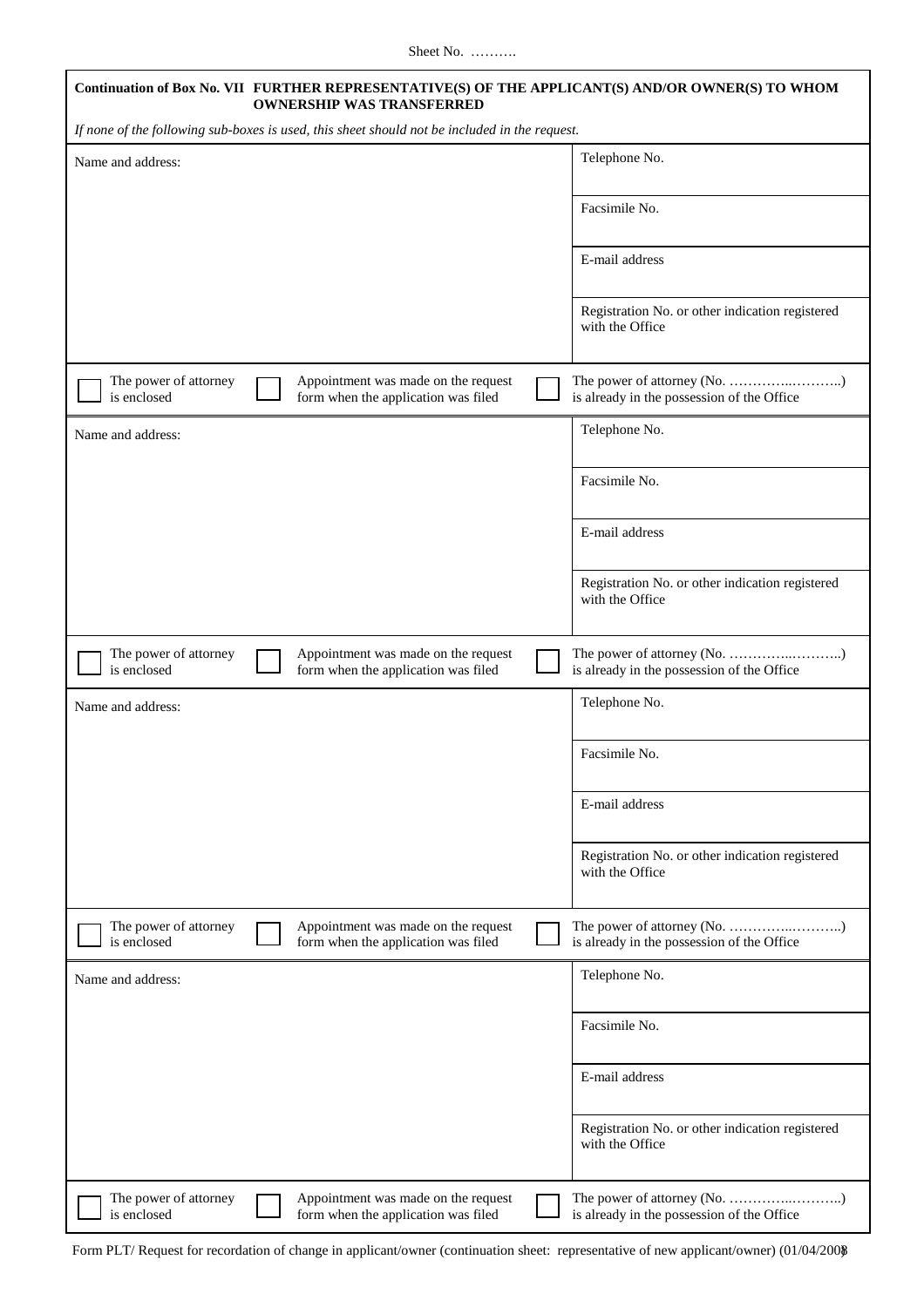Sheet No. ……….

**Continuation of Box No. VII FURTHER REPRESENTATIVE(S) OF THE APPLICANT(S) AND/OR OWNER(S) TO WHOM OWNERSHIP WAS TRANSFERRED**

*If none of the following sub-boxes is used, this sheet should not be included in the request.*

| | |
|---|---|
| Name and address: | Telephone No. |
| | Facsimile No. |
| | E-mail address |
| | Registration No. or other indication registered with the Office |

☐ The power of attorney is enclosed ☐ Appointment was made on the request form when the application was filed ☐ The power of attorney (No. …………..………..) is already in the possession of the Office

| | |
|---|---|
| Name and address: | Telephone No. |
| | Facsimile No. |
| | E-mail address |
| | Registration No. or other indication registered with the Office |

☐ The power of attorney is enclosed ☐ Appointment was made on the request form when the application was filed ☐ The power of attorney (No. …………..………..) is already in the possession of the Office

| | |
|---|---|
| Name and address: | Telephone No. |
| | Facsimile No. |
| | E-mail address |
| | Registration No. or other indication registered with the Office |

☐ The power of attorney is enclosed ☐ Appointment was made on the request form when the application was filed ☐ The power of attorney (No. …………..………..) is already in the possession of the Office

| | |
|---|---|
| Name and address: | Telephone No. |
| | Facsimile No. |
| | E-mail address |
| | Registration No. or other indication registered with the Office |

☐ The power of attorney is enclosed ☐ Appointment was made on the request form when the application was filed ☐ The power of attorney (No. …………..………..) is already in the possession of the Office

Form PLT/ Request for recordation of change in applicant/owner (continuation sheet: representative of new applicant/owner) (01/04/2008)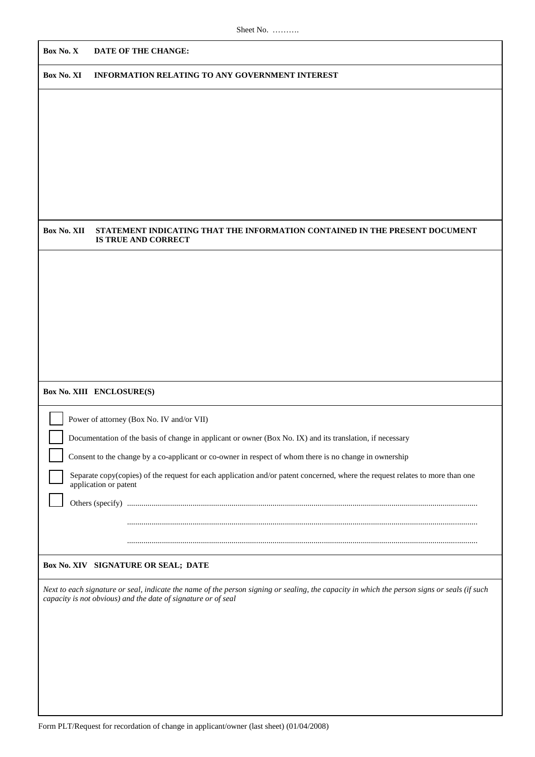Sheet No. ……….

**Box No. X DATE OF THE CHANGE:**

**Box No. XI INFORMATION RELATING TO ANY GOVERNMENT INTEREST**

**Box No. XII STATEMENT INDICATING THAT THE INFORMATION CONTAINED IN THE PRESENT DOCUMENT IS TRUE AND CORRECT**

**Box No. XIII ENCLOSURE(S)**

- ☐ Power of attorney (Box No. IV and/or VII)
- ☐ Documentation of the basis of change in applicant or owner (Box No. IX) and its translation, if necessary
- ☐ Consent to the change by a co-applicant or co-owner in respect of whom there is no change in ownership
- ☐ Separate copy(copies) of the request for each application and/or patent concerned, where the request relates to more than one application or patent
- ☐ Others (specify) ........................................................................................................................................................

  ........................................................................................................................................................

  ........................................................................................................................................................

**Box No. XIV SIGNATURE OR SEAL; DATE**

*Next to each signature or seal, indicate the name of the person signing or sealing, the capacity in which the person signs or seals (if such capacity is not obvious) and the date of signature or of seal*

Form PLT/Request for recordation of change in applicant/owner (last sheet) (01/04/2008)